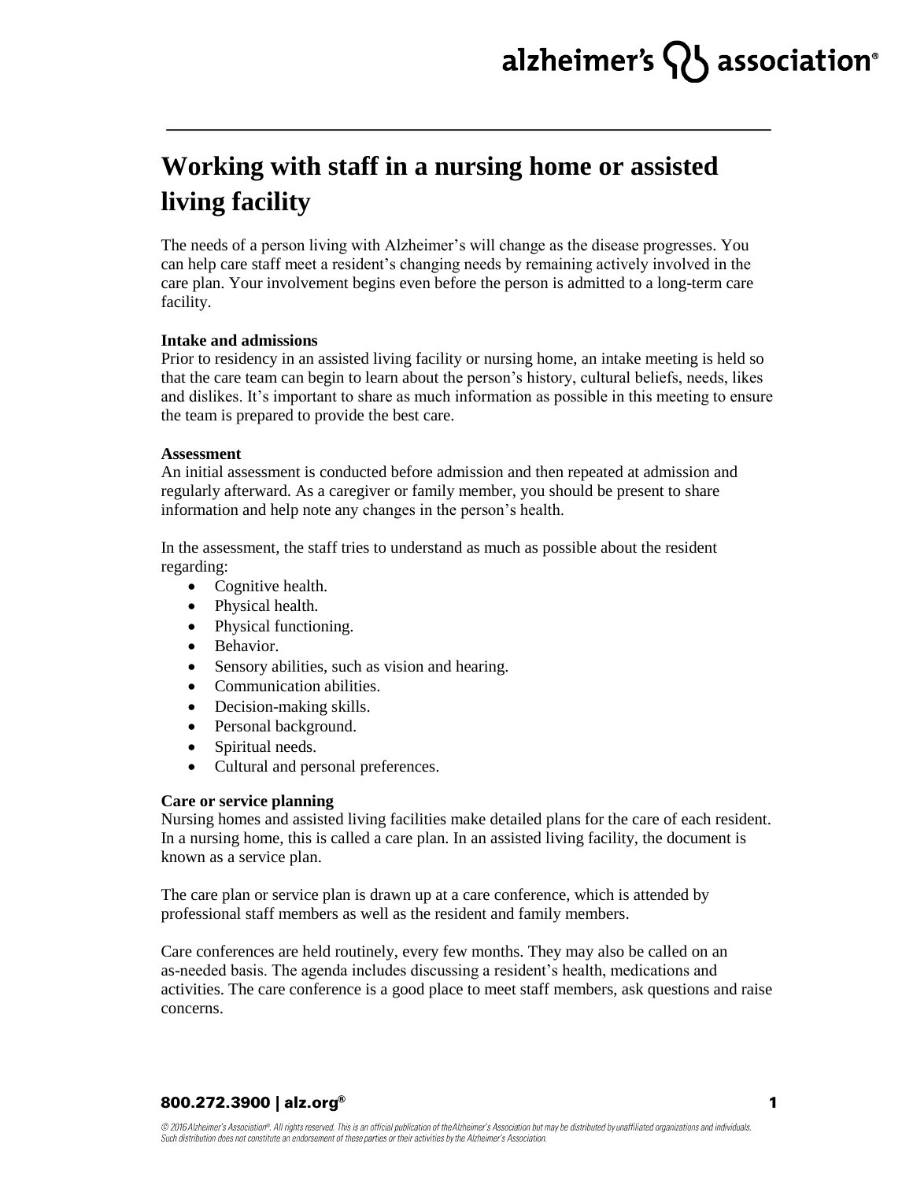# Working with staff in a nursing home or assisted living facility

The needs of a person living with Alzheimer's will change as the disease progresses. You can help care staff meet a resident's changing needs by remaining actively involved in the care plan. Your involvement begins even before the person is admitted to a long-term care facility.

**Intake and admissions**

Prior to residency in an assisted living facility or nursing home, an intake meeting is held so that the care team can begin to learn about the person's history, cultural beliefs, needs, likes and dislikes. It's important to share as much information as possible in this meeting to ensure the team is prepared to provide the best care.

**Assessment**

An initial assessment is conducted before admission and then repeated at admission and regularly afterward. As a caregiver or family member, you should be present to share information and help note any changes in the person's health.

In the assessment, the staff tries to understand as much as possible about the resident regarding:

- Cognitive health.
- Physical health.
- Physical functioning.
- Behavior.
- Sensory abilities, such as vision and hearing.
- Communication abilities.
- Decision-making skills.
- Personal background.
- Spiritual needs.
- Cultural and personal preferences.

**Care or service planning**

Nursing homes and assisted living facilities make detailed plans for the care of each resident. In a nursing home, this is called a care plan. In an assisted living facility, the document is known as a service plan.

The care plan or service plan is drawn up at a care conference, which is attended by professional staff members as well as the resident and family members.

Care conferences are held routinely, every few months. They may also be called on an as-needed basis. The agenda includes discussing a resident's health, medications and activities. The care conference is a good place to meet staff members, ask questions and raise concerns.

800.272.3900 | alz.org®

© 2016 Alzheimer's Association®. All rights reserved. This is an official publication of the Alzheimer's Association but may be distributed by unaffiliated organizations and individuals. Such distribution does not constitute an endorsement of these parties or their activities by the Alzheimer's Association.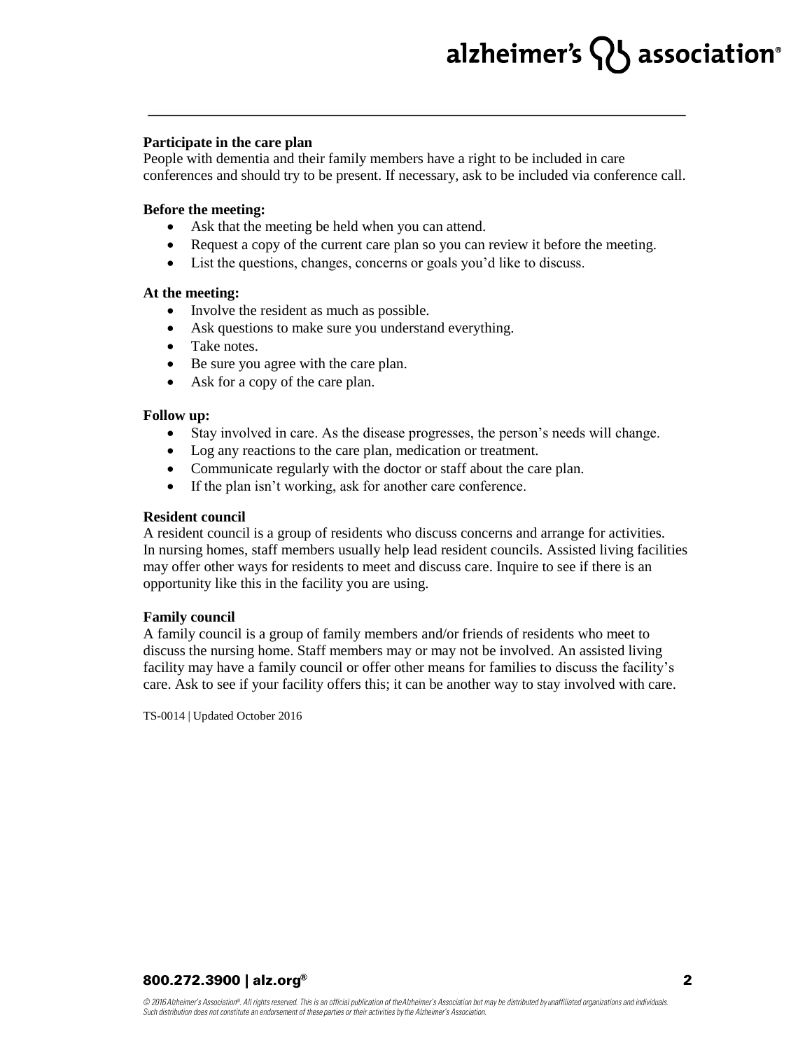**Participate in the care plan**

People with dementia and their family members have a right to be included in care conferences and should try to be present. If necessary, ask to be included via conference call.

**Before the meeting:**

- Ask that the meeting be held when you can attend.
- Request a copy of the current care plan so you can review it before the meeting.
- List the questions, changes, concerns or goals you'd like to discuss.

**At the meeting:**

- Involve the resident as much as possible.
- Ask questions to make sure you understand everything.
- Take notes.
- Be sure you agree with the care plan.
- Ask for a copy of the care plan.

**Follow up:**

- Stay involved in care. As the disease progresses, the person's needs will change.
- Log any reactions to the care plan, medication or treatment.
- Communicate regularly with the doctor or staff about the care plan.
- If the plan isn't working, ask for another care conference.

**Resident council**

A resident council is a group of residents who discuss concerns and arrange for activities. In nursing homes, staff members usually help lead resident councils. Assisted living facilities may offer other ways for residents to meet and discuss care. Inquire to see if there is an opportunity like this in the facility you are using.

**Family council**

A family council is a group of family members and/or friends of residents who meet to discuss the nursing home. Staff members may or may not be involved. An assisted living facility may have a family council or offer other means for families to discuss the facility's care. Ask to see if your facility offers this; it can be another way to stay involved with care.

TS-0014 | Updated October 2016

*© 2016 Alzheimer's Association®. All rights reserved. This is an official publication of the Alzheimer's Association but may be distributed by unaffiliated organizations and individuals. Such distribution does not constitute an endorsement of these parties or their activities by the Alzheimer's Association.*